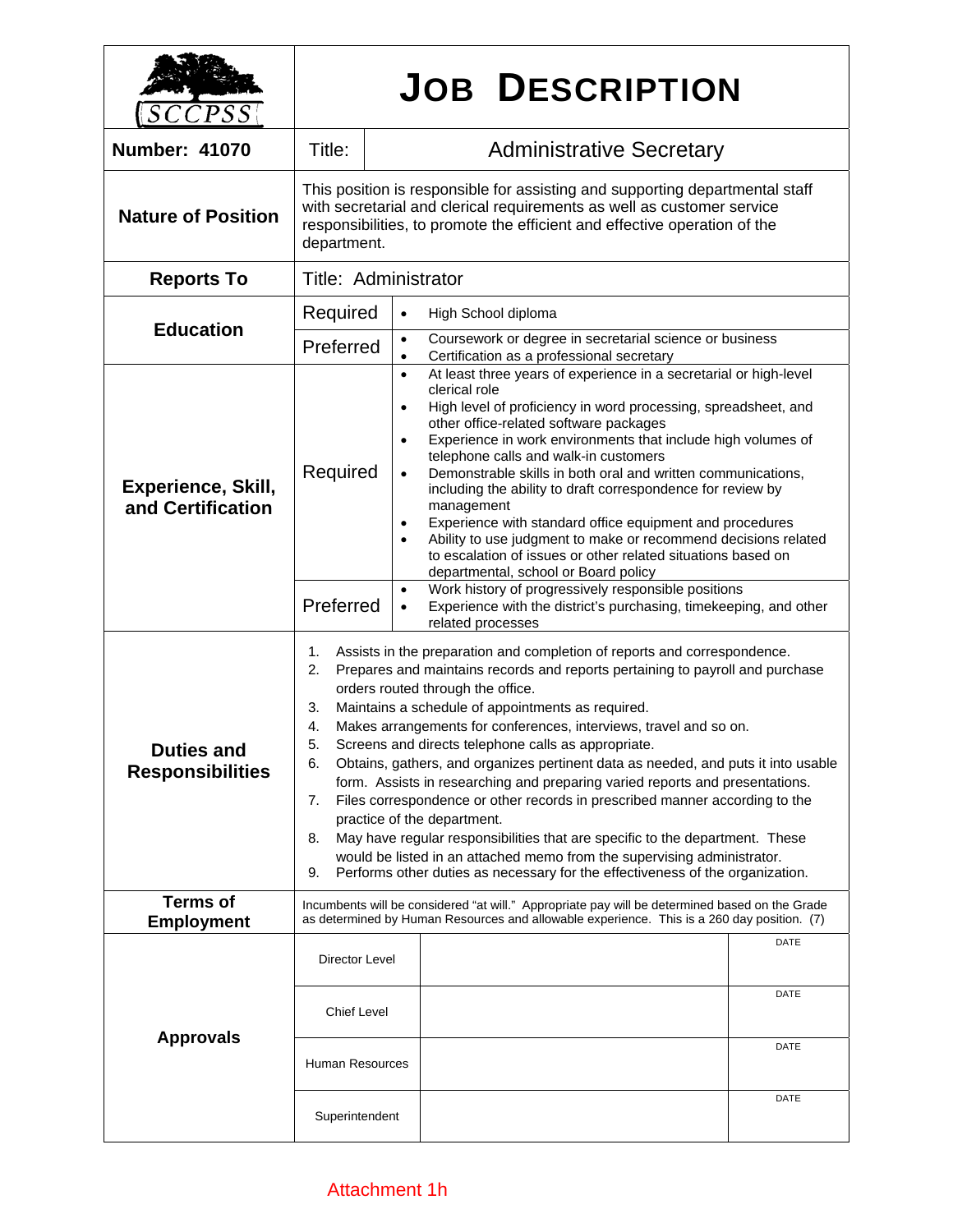# JOB DESCRIPTION

SCCPSS

| | | |
|---|---|---|
| **Number: 41070** | Title: | Administrative Secretary |
| **Nature of Position** | This position is responsible for assisting and supporting departmental staff with secretarial and clerical requirements as well as customer service responsibilities, to promote the efficient and effective operation of the department. | |
| **Reports To** | Title: Administrator | |
| **Education** | Required | • High School diploma |
| | Preferred | • Coursework or degree in secretarial science or business<br>• Certification as a professional secretary |
| **Experience, Skill, and Certification** | Required | • At least three years of experience in a secretarial or high-level clerical role<br>• High level of proficiency in word processing, spreadsheet, and other office-related software packages<br>• Experience in work environments that include high volumes of telephone calls and walk-in customers<br>• Demonstrable skills in both oral and written communications, including the ability to draft correspondence for review by management<br>• Experience with standard office equipment and procedures<br>• Ability to use judgment to make or recommend decisions related to escalation of issues or other related situations based on departmental, school or Board policy |
| | Preferred | • Work history of progressively responsible positions<br>• Experience with the district's purchasing, timekeeping, and other related processes |
| **Duties and Responsibilities** | 1. Assists in the preparation and completion of reports and correspondence.<br>2. Prepares and maintains records and reports pertaining to payroll and purchase orders routed through the office.<br>3. Maintains a schedule of appointments as required.<br>4. Makes arrangements for conferences, interviews, travel and so on.<br>5. Screens and directs telephone calls as appropriate.<br>6. Obtains, gathers, and organizes pertinent data as needed, and puts it into usable form. Assists in researching and preparing varied reports and presentations.<br>7. Files correspondence or other records in prescribed manner according to the practice of the department.<br>8. May have regular responsibilities that are specific to the department. These would be listed in an attached memo from the supervising administrator.<br>9. Performs other duties as necessary for the effectiveness of the organization. | |
| **Terms of Employment** | Incumbents will be considered "at will." Appropriate pay will be determined based on the Grade as determined by Human Resources and allowable experience. This is a 260 day position. (7) | |

| **Approvals** | | | |
|---|---|---|---|
| | Director Level | | DATE |
| | Chief Level | | DATE |
| | Human Resources | | DATE |
| | Superintendent | | DATE |

Attachment 1h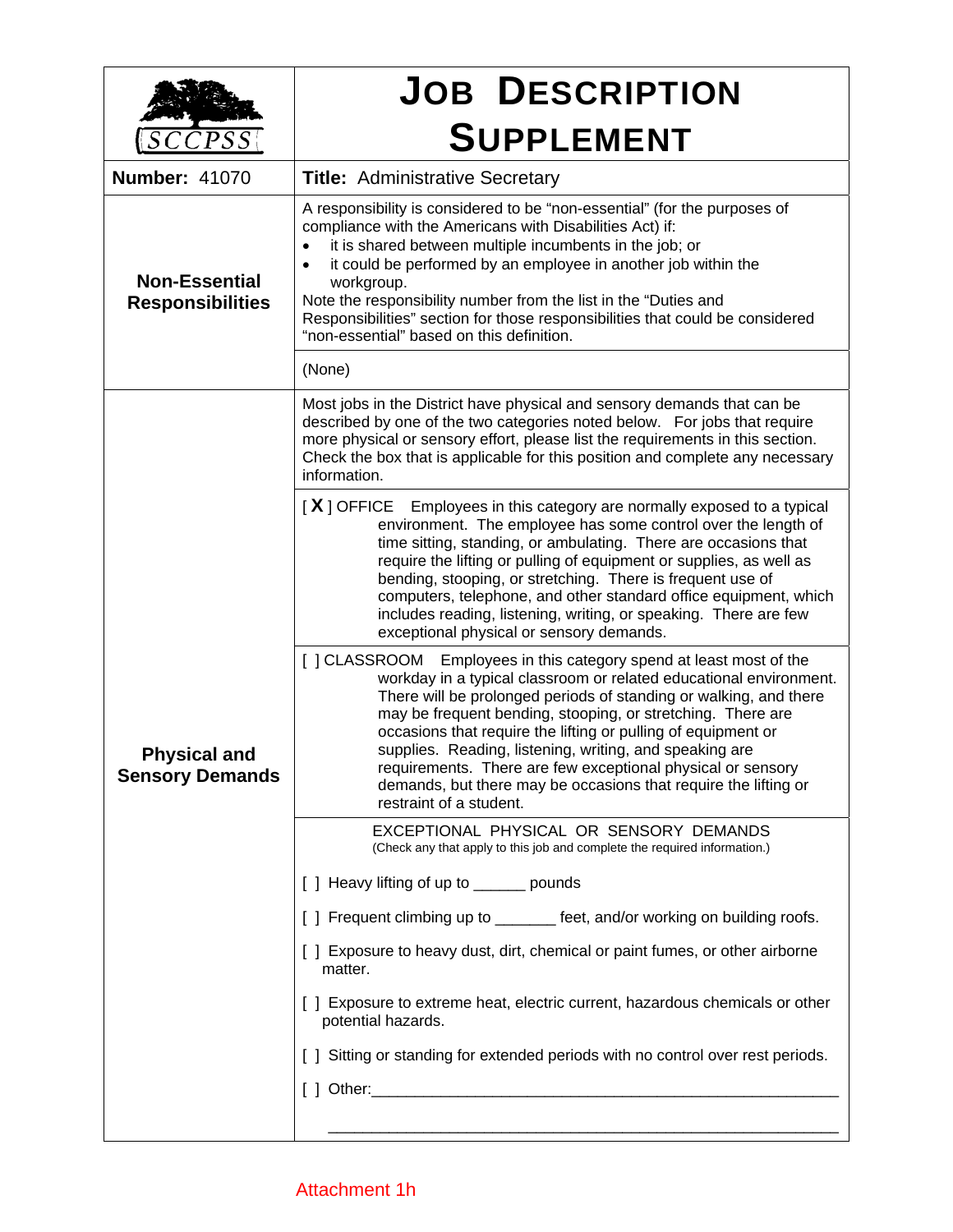| SCCPSS | # JOB DESCRIPTION SUPPLEMENT |
|---|---|
| **Number:** 41070 | **Title:** Administrative Secretary |
| **Non-Essential Responsibilities** | A responsibility is considered to be "non-essential" (for the purposes of compliance with the Americans with Disabilities Act) if:<br>• it is shared between multiple incumbents in the job; or<br>• it could be performed by an employee in another job within the workgroup.<br>Note the responsibility number from the list in the "Duties and Responsibilities" section for those responsibilities that could be considered "non-essential" based on this definition. |
| | (None) |
| **Physical and Sensory Demands** | Most jobs in the District have physical and sensory demands that can be described by one of the two categories noted below. For jobs that require more physical or sensory effort, please list the requirements in this section. Check the box that is applicable for this position and complete any necessary information. |
| | [ **X** ] OFFICE Employees in this category are normally exposed to a typical environment. The employee has some control over the length of time sitting, standing, or ambulating. There are occasions that require the lifting or pulling of equipment or supplies, as well as bending, stooping, or stretching. There is frequent use of computers, telephone, and other standard office equipment, which includes reading, listening, writing, or speaking. There are few exceptional physical or sensory demands. |
| | [ ] CLASSROOM Employees in this category spend at least most of the workday in a typical classroom or related educational environment. There will be prolonged periods of standing or walking, and there may be frequent bending, stooping, or stretching. There are occasions that require the lifting or pulling of equipment or supplies. Reading, listening, writing, and speaking are requirements. There are few exceptional physical or sensory demands, but there may be occasions that require the lifting or restraint of a student. |
| | EXCEPTIONAL PHYSICAL OR SENSORY DEMANDS<br>(Check any that apply to this job and complete the required information.)<br><br>[ ] Heavy lifting of up to ______ pounds<br><br>[ ] Frequent climbing up to _______ feet, and/or working on building roofs.<br><br>[ ] Exposure to heavy dust, dirt, chemical or paint fumes, or other airborne matter.<br><br>[ ] Exposure to extreme heat, electric current, hazardous chemicals or other potential hazards.<br><br>[ ] Sitting or standing for extended periods with no control over rest periods.<br><br>[ ] Other:______________________________________________ |

Attachment 1h